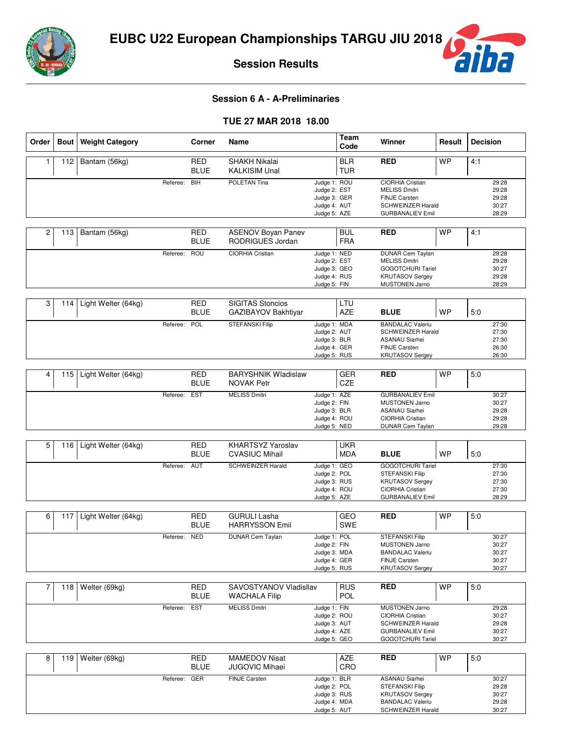# EUBC U22 European Championships TARGU JIU 2018

## Session Results

### Session 6 A - A-Preliminaries

### TUE 27 MAR 2018 18.00

| Order | Bout | Weight Category | Corner | Name | Team Code | Winner | Result | Decision |
|---|---|---|---|---|---|---|---|---|
| 1 | 112 | Bantam (56kg) | RED<br>BLUE | SHAKH Nikalai<br>KALKISIM Unal | BLR<br>TUR | RED | WP | 4:1 |
| | | | Referee: BIH | POLETAN Tina | Judge 1: ROU<br>Judge 2: EST<br>Judge 3: GER<br>Judge 4: AUT<br>Judge 5: AZE | CIORHIA Cristian<br>MELISS Dmitri<br>FINJE Carsten<br>SCHWEINZER Harald<br>GURBANALIEV Emil | | 29:28<br>29:28<br>29:28<br>30:27<br>28:29 |
| 2 | 113 | Bantam (56kg) | RED<br>BLUE | ASENOV Boyan Panev<br>RODRIGUES Jordan | BUL<br>FRA | RED | WP | 4:1 |
| | | | Referee: ROU | CIORHIA Cristian | Judge 1: NED<br>Judge 2: EST<br>Judge 3: GEO<br>Judge 4: RUS<br>Judge 5: FIN | DUNAR Cem Taylan<br>MELISS Dmitri<br>GOGOTCHURI Tariel<br>KRUTASOV Sergey<br>MUSTONEN Jarno | | 29:28<br>29:28<br>30:27<br>29:28<br>28:29 |
| 3 | 114 | Light Welter (64kg) | RED<br>BLUE | SIGITAS Stoncios<br>GAZIBAYOV Bakhtiyar | LTU<br>AZE | BLUE | WP | 5:0 |
| | | | Referee: POL | STEFANSKI Filip | Judge 1: MDA<br>Judge 2: AUT<br>Judge 3: BLR<br>Judge 4: GER<br>Judge 5: RUS | BANDALAC Valeriu<br>SCHWEINZER Harald<br>ASANAU Siarhei<br>FINJE Carsten<br>KRUTASOV Sergey | | 27:30<br>27:30<br>27:30<br>26:30<br>26:30 |
| 4 | 115 | Light Welter (64kg) | RED<br>BLUE | BARYSHNIK Wladislaw<br>NOVAK Petr | GER<br>CZE | RED | WP | 5:0 |
| | | | Referee: EST | MELISS Dmitri | Judge 1: AZE<br>Judge 2: FIN<br>Judge 3: BLR<br>Judge 4: ROU<br>Judge 5: NED | GURBANALIEV Emil<br>MUSTONEN Jarno<br>ASANAU Siarhei<br>CIORHIA Cristian<br>DUNAR Cem Taylan | | 30:27<br>30:27<br>29:28<br>29:28<br>29:28 |
| 5 | 116 | Light Welter (64kg) | RED<br>BLUE | KHARTSYZ Yaroslav<br>CVASIUC Mihail | UKR<br>MDA | BLUE | WP | 5:0 |
| | | | Referee: AUT | SCHWEINZER Harald | Judge 1: GEO<br>Judge 2: POL<br>Judge 3: RUS<br>Judge 4: ROU<br>Judge 5: AZE | GOGOTCHURI Tariel<br>STEFANSKI Filip<br>KRUTASOV Sergey<br>CIORHIA Cristian<br>GURBANALIEV Emil | | 27:30<br>27:30<br>27:30<br>27:30<br>28:29 |
| 6 | 117 | Light Welter (64kg) | RED<br>BLUE | GURULI Lasha<br>HARRYSSON Emil | GEO<br>SWE | RED | WP | 5:0 |
| | | | Referee: NED | DUNAR Cem Taylan | Judge 1: POL<br>Judge 2: FIN<br>Judge 3: MDA<br>Judge 4: GER<br>Judge 5: RUS | STEFANSKI Filip<br>MUSTONEN Jarno<br>BANDALAC Valeriu<br>FINJE Carsten<br>KRUTASOV Sergey | | 30:27<br>30:27<br>30:27<br>30:27<br>30:27 |
| 7 | 118 | Welter (69kg) | RED<br>BLUE | SAVOSTYANOV Vladisllav<br>WACHALA Filip | RUS<br>POL | RED | WP | 5:0 |
| | | | Referee: EST | MELISS Dmitri | Judge 1: FIN<br>Judge 2: ROU<br>Judge 3: AUT<br>Judge 4: AZE<br>Judge 5: GEO | MUSTONEN Jarno<br>CIORHIA Cristian<br>SCHWEINZER Harald<br>GURBANALIEV Emil<br>GOGOTCHURI Tariel | | 29:28<br>30:27<br>29:28<br>30:27<br>30:27 |
| 8 | 119 | Welter (69kg) | RED<br>BLUE | MAMEDOV Nisat<br>JUGOVIC Mihaei | AZE<br>CRO | RED | WP | 5:0 |
| | | | Referee: GER | FINJE Carsten | Judge 1: BLR<br>Judge 2: POL<br>Judge 3: RUS<br>Judge 4: MDA<br>Judge 5: AUT | ASANAU Siarhei<br>STEFANSKI Filip<br>KRUTASOV Sergey<br>BANDALAC Valeriu<br>SCHWEINZER Harald | | 30:27<br>29:28<br>30:27<br>29:28<br>30:27 |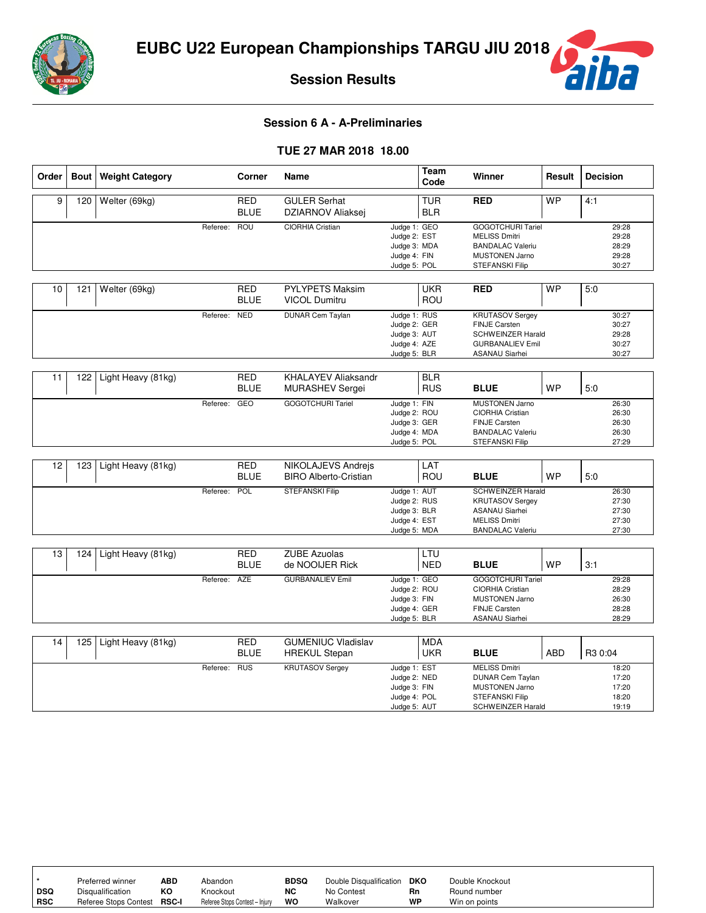# EUBC U22 European Championships TARGU JIU 2018

## Session Results

### Session 6 A - A-Preliminaries

### TUE 27 MAR 2018 18.00

| Order | Bout | Weight Category | Corner | Name | Team Code | Winner | Result | Decision |
|---|---|---|---|---|---|---|---|---|
| 9 | 120 | Welter (69kg) | RED<br>BLUE | GULER Serhat<br>DZIARNOV Aliaksej | TUR<br>BLR | RED | WP | 4:1 |
| | | | Referee: ROU | CIORHIA Cristian | Judge 1: GEO | GOGOTCHURI Tariel | | 29:28 |
| | | | | | Judge 2: EST | MELISS Dmitri | | 29:28 |
| | | | | | Judge 3: MDA | BANDALAC Valeriu | | 28:29 |
| | | | | | Judge 4: FIN | MUSTONEN Jarno | | 29:28 |
| | | | | | Judge 5: POL | STEFANSKI Filip | | 30:27 |
| 10 | 121 | Welter (69kg) | RED<br>BLUE | PYLYPETS Maksim<br>VICOL Dumitru | UKR<br>ROU | RED | WP | 5:0 |
| | | | Referee: NED | DUNAR Cem Taylan | Judge 1: RUS | KRUTASOV Sergey | | 30:27 |
| | | | | | Judge 2: GER | FINJE Carsten | | 30:27 |
| | | | | | Judge 3: AUT | SCHWEINZER Harald | | 29:28 |
| | | | | | Judge 4: AZE | GURBANALIEV Emil | | 30:27 |
| | | | | | Judge 5: BLR | ASANAU Siarhei | | 30:27 |
| 11 | 122 | Light Heavy (81kg) | RED<br>BLUE | KHALAYEV Aliaksandr<br>MURASHEV Sergei | BLR<br>RUS | BLUE | WP | 5:0 |
| | | | Referee: GEO | GOGOTCHURI Tariel | Judge 1: FIN | MUSTONEN Jarno | | 26:30 |
| | | | | | Judge 2: ROU | CIORHIA Cristian | | 26:30 |
| | | | | | Judge 3: GER | FINJE Carsten | | 26:30 |
| | | | | | Judge 4: MDA | BANDALAC Valeriu | | 26:30 |
| | | | | | Judge 5: POL | STEFANSKI Filip | | 27:29 |
| 12 | 123 | Light Heavy (81kg) | RED<br>BLUE | NIKOLAJEVS Andrejs<br>BIRO Alberto-Cristian | LAT<br>ROU | BLUE | WP | 5:0 |
| | | | Referee: POL | STEFANSKI Filip | Judge 1: AUT | SCHWEINZER Harald | | 26:30 |
| | | | | | Judge 2: RUS | KRUTASOV Sergey | | 27:30 |
| | | | | | Judge 3: BLR | ASANAU Siarhei | | 27:30 |
| | | | | | Judge 4: EST | MELISS Dmitri | | 27:30 |
| | | | | | Judge 5: MDA | BANDALAC Valeriu | | 27:30 |
| 13 | 124 | Light Heavy (81kg) | RED<br>BLUE | ZUBE Azuolas<br>de NOOIJER Rick | LTU<br>NED | BLUE | WP | 3:1 |
| | | | Referee: AZE | GURBANALIEV Emil | Judge 1: GEO | GOGOTCHURI Tariel | | 29:28 |
| | | | | | Judge 2: ROU | CIORHIA Cristian | | 28:29 |
| | | | | | Judge 3: FIN | MUSTONEN Jarno | | 26:30 |
| | | | | | Judge 4: GER | FINJE Carsten | | 28:28 |
| | | | | | Judge 5: BLR | ASANAU Siarhei | | 28:29 |
| 14 | 125 | Light Heavy (81kg) | RED<br>BLUE | GUMENIUC Vladislav<br>HREKUL Stepan | MDA<br>UKR | BLUE | ABD | R3 0:04 |
| | | | Referee: RUS | KRUTASOV Sergey | Judge 1: EST | MELISS Dmitri | | 18:20 |
| | | | | | Judge 2: NED | DUNAR Cem Taylan | | 17:20 |
| | | | | | Judge 3: FIN | MUSTONEN Jarno | | 17:20 |
| | | | | | Judge 4: POL | STEFANSKI Filip | | 18:20 |
| | | | | | Judge 5: AUT | SCHWEINZER Harald | | 19:19 |

| | | | | | | | |
|---|---|---|---|---|---|---|---|
| * | Preferred winner | ABD | Abandon | BDSQ | Double Disqualification | DKO | Double Knockout |
| DSQ | Disqualification | KO | Knockout | NC | No Contest | Rn | Round number |
| RSC | Referee Stops Contest | RSC-I | Referee Stops Contest – Injury | WO | Walkover | WP | Win on points |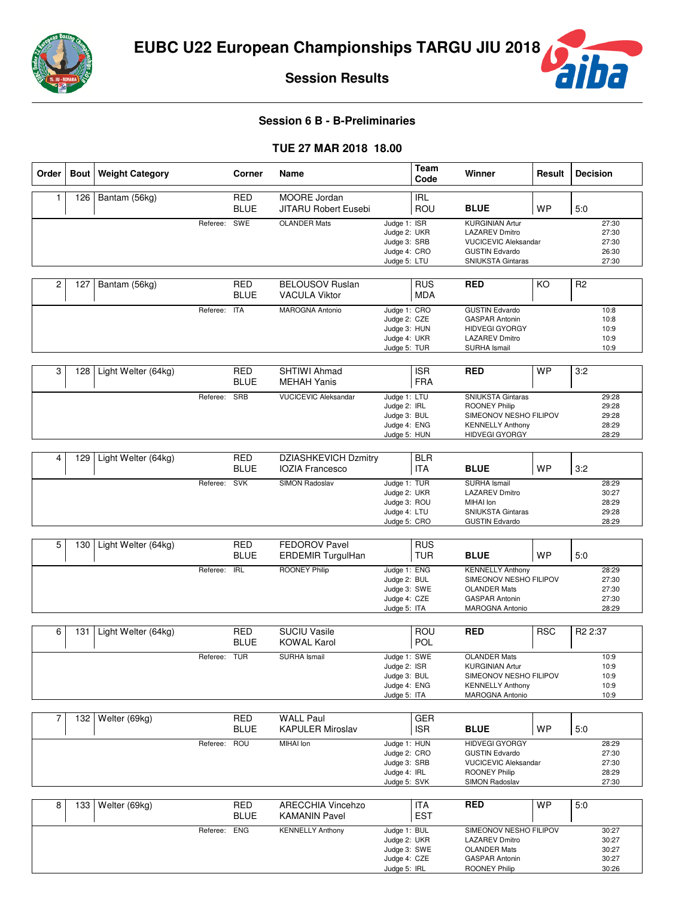# EUBC U22 European Championships TARGU JIU 2018

## Session Results

### Session 6 B - B-Preliminaries

### TUE 27 MAR 2018 18.00

| Order | Bout | Weight Category | Corner | Name | Team Code | Winner | Result | Decision |
|---|---|---|---|---|---|---|---|---|
| 1 | 126 | Bantam (56kg) | RED | MOORE Jordan | IRL | | | |
| | | | BLUE | JITARU Robert Eusebi | ROU | BLUE | WP | 5:0 |
| | | Referee: SWE | | OLANDER Mats | Judge 1: ISR | KURGINIAN Artur | | 27:30 |
| | | | | | Judge 2: UKR | LAZAREV Dmitro | | 27:30 |
| | | | | | Judge 3: SRB | VUCICEVIC Aleksandar | | 27:30 |
| | | | | | Judge 4: CRO | GUSTIN Edvardo | | 26:30 |
| | | | | | Judge 5: LTU | SNIUKSTA Gintaras | | 27:30 |
| 2 | 127 | Bantam (56kg) | RED | BELOUSOV Ruslan | RUS | RED | KO | R2 |
| | | | BLUE | VACULA Viktor | MDA | | | |
| | | Referee: ITA | | MAROGNA Antonio | Judge 1: CRO | GUSTIN Edvardo | | 10:8 |
| | | | | | Judge 2: CZE | GASPAR Antonin | | 10:8 |
| | | | | | Judge 3: HUN | HIDVEGI GYORGY | | 10:9 |
| | | | | | Judge 4: UKR | LAZAREV Dmitro | | 10:9 |
| | | | | | Judge 5: TUR | SURHA Ismail | | 10:9 |
| 3 | 128 | Light Welter (64kg) | RED | SHTIWI Ahmad | ISR | RED | WP | 3:2 |
| | | | BLUE | MEHAH Yanis | FRA | | | |
| | | Referee: SRB | | VUCICEVIC Aleksandar | Judge 1: LTU | SNIUKSTA Gintaras | | 29:28 |
| | | | | | Judge 2: IRL | ROONEY Philip | | 29:28 |
| | | | | | Judge 3: BUL | SIMEONOV NESHO FILIPOV | | 29:28 |
| | | | | | Judge 4: ENG | KENNELLY Anthony | | 28:29 |
| | | | | | Judge 5: HUN | HIDVEGI GYORGY | | 28:29 |
| 4 | 129 | Light Welter (64kg) | RED | DZIASHKEVICH Dzmitry | BLR | | | |
| | | | BLUE | IOZIA Francesco | ITA | BLUE | WP | 3:2 |
| | | Referee: SVK | | SIMON Radoslav | Judge 1: TUR | SURHA Ismail | | 28:29 |
| | | | | | Judge 2: UKR | LAZAREV Dmitro | | 30:27 |
| | | | | | Judge 3: ROU | MIHAI Ion | | 28:29 |
| | | | | | Judge 4: LTU | SNIUKSTA Gintaras | | 29:28 |
| | | | | | Judge 5: CRO | GUSTIN Edvardo | | 28:29 |
| 5 | 130 | Light Welter (64kg) | RED | FEDOROV Pavel | RUS | | | |
| | | | BLUE | ERDEMIR TurgulHan | TUR | BLUE | WP | 5:0 |
| | | Referee: IRL | | ROONEY Philip | Judge 1: ENG | KENNELLY Anthony | | 28:29 |
| | | | | | Judge 2: BUL | SIMEONOV NESHO FILIPOV | | 27:30 |
| | | | | | Judge 3: SWE | OLANDER Mats | | 27:30 |
| | | | | | Judge 4: CZE | GASPAR Antonin | | 27:30 |
| | | | | | Judge 5: ITA | MAROGNA Antonio | | 28:29 |
| 6 | 131 | Light Welter (64kg) | RED | SUCIU Vasile | ROU | RED | RSC | R2 2:37 |
| | | | BLUE | KOWAL Karol | POL | | | |
| | | Referee: TUR | | SURHA Ismail | Judge 1: SWE | OLANDER Mats | | 10:9 |
| | | | | | Judge 2: ISR | KURGINIAN Artur | | 10:9 |
| | | | | | Judge 3: BUL | SIMEONOV NESHO FILIPOV | | 10:9 |
| | | | | | Judge 4: ENG | KENNELLY Anthony | | 10:9 |
| | | | | | Judge 5: ITA | MAROGNA Antonio | | 10:9 |
| 7 | 132 | Welter (69kg) | RED | WALL Paul | GER | | | |
| | | | BLUE | KAPULER Miroslav | ISR | BLUE | WP | 5:0 |
| | | Referee: ROU | | MIHAI Ion | Judge 1: HUN | HIDVEGI GYORGY | | 28:29 |
| | | | | | Judge 2: CRO | GUSTIN Edvardo | | 27:30 |
| | | | | | Judge 3: SRB | VUCICEVIC Aleksandar | | 27:30 |
| | | | | | Judge 4: IRL | ROONEY Philip | | 28:29 |
| | | | | | Judge 5: SVK | SIMON Radoslav | | 27:30 |
| 8 | 133 | Welter (69kg) | RED | ARECCHIA Vincehzo | ITA | RED | WP | 5:0 |
| | | | BLUE | KAMANIN Pavel | EST | | | |
| | | Referee: ENG | | KENNELLY Anthony | Judge 1: BUL | SIMEONOV NESHO FILIPOV | | 30:27 |
| | | | | | Judge 2: UKR | LAZAREV Dmitro | | 30:27 |
| | | | | | Judge 3: SWE | OLANDER Mats | | 30:27 |
| | | | | | Judge 4: CZE | GASPAR Antonin | | 30:27 |
| | | | | | Judge 5: IRL | ROONEY Philip | | 30:26 |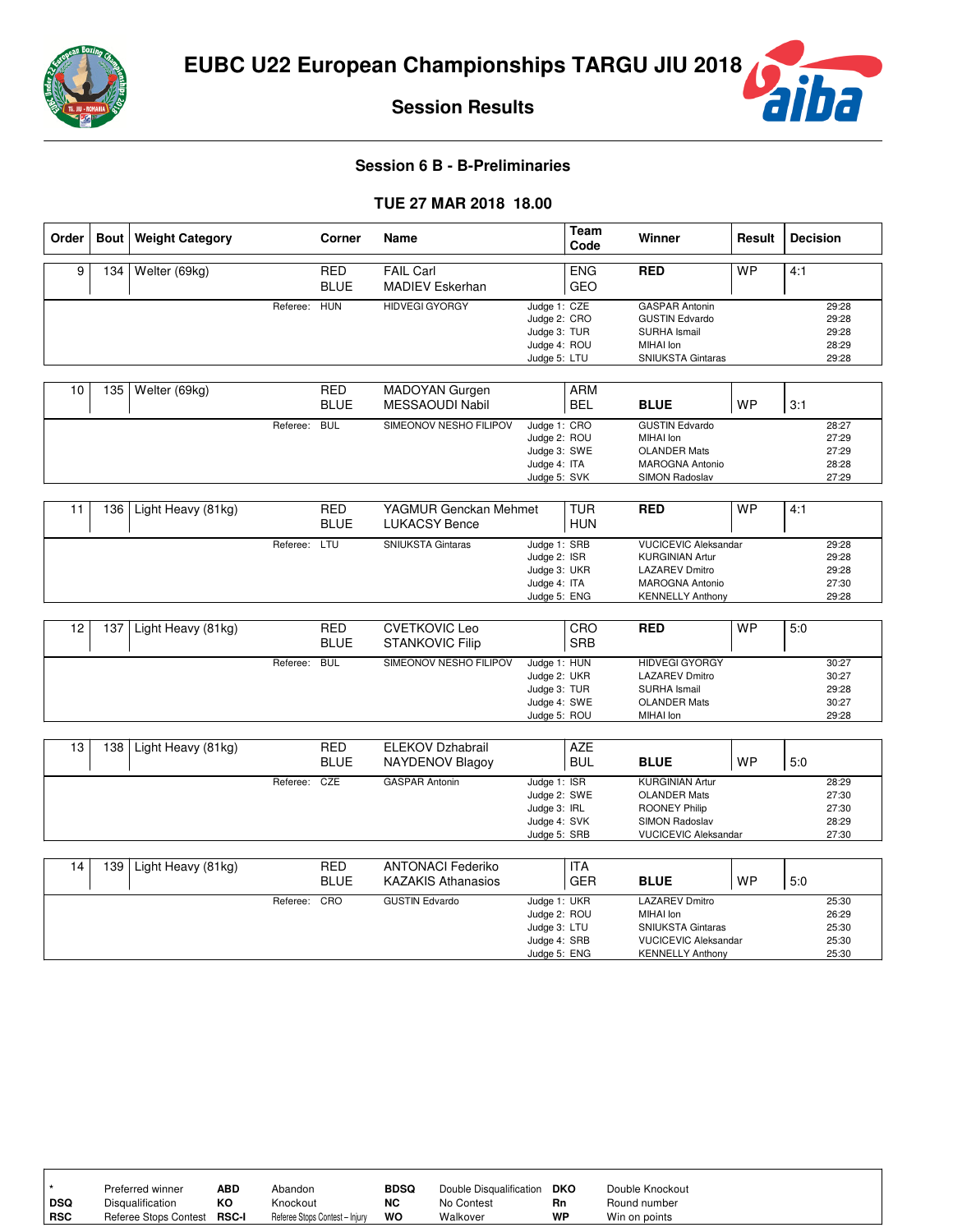# EUBC U22 European Championships TARGU JIU 2018

## Session Results

### Session 6 B - B-Preliminaries

### TUE 27 MAR 2018 18.00

| Order | Bout | Weight Category | Corner | Name | Team Code | Winner | Result | Decision |
|---|---|---|---|---|---|---|---|---|
| 9 | 134 | Welter (69kg) | RED<br>BLUE | FAIL Carl<br>MADIEV Eskerhan | ENG<br>GEO | RED | WP | 4:1 |
| | | | Referee: HUN | HIDVEGI GYORGY | Judge 1: CZE<br>Judge 2: CRO<br>Judge 3: TUR<br>Judge 4: ROU<br>Judge 5: LTU | GASPAR Antonin<br>GUSTIN Edvardo<br>SURHA Ismail<br>MIHAI Ion<br>SNIUKSTA Gintaras | | 29:28<br>29:28<br>29:28<br>28:29<br>29:28 |
| 10 | 135 | Welter (69kg) | RED<br>BLUE | MADOYAN Gurgen<br>MESSAOUDI Nabil | ARM<br>BEL | BLUE | WP | 3:1 |
| | | | Referee: BUL | SIMEONOV NESHO FILIPOV | Judge 1: CRO<br>Judge 2: ROU<br>Judge 3: SWE<br>Judge 4: ITA<br>Judge 5: SVK | GUSTIN Edvardo<br>MIHAI Ion<br>OLANDER Mats<br>MAROGNA Antonio<br>SIMON Radoslav | | 28:27<br>27:29<br>27:29<br>28:28<br>27:29 |
| 11 | 136 | Light Heavy (81kg) | RED<br>BLUE | YAGMUR Genckan Mehmet<br>LUKACSY Bence | TUR<br>HUN | RED | WP | 4:1 |
| | | | Referee: LTU | SNIUKSTA Gintaras | Judge 1: SRB<br>Judge 2: ISR<br>Judge 3: UKR<br>Judge 4: ITA<br>Judge 5: ENG | VUCICEVIC Aleksandar<br>KURGINIAN Artur<br>LAZAREV Dmitro<br>MAROGNA Antonio<br>KENNELLY Anthony | | 29:28<br>29:28<br>29:28<br>27:30<br>29:28 |
| 12 | 137 | Light Heavy (81kg) | RED<br>BLUE | CVETKOVIC Leo<br>STANKOVIC Filip | CRO<br>SRB | RED | WP | 5:0 |
| | | | Referee: BUL | SIMEONOV NESHO FILIPOV | Judge 1: HUN<br>Judge 2: UKR<br>Judge 3: TUR<br>Judge 4: SWE<br>Judge 5: ROU | HIDVEGI GYORGY<br>LAZAREV Dmitro<br>SURHA Ismail<br>OLANDER Mats<br>MIHAI Ion | | 30:27<br>30:27<br>29:28<br>30:27<br>29:28 |
| 13 | 138 | Light Heavy (81kg) | RED<br>BLUE | ELEKOV Dzhabrail<br>NAYDENOV Blagoy | AZE<br>BUL | BLUE | WP | 5:0 |
| | | | Referee: CZE | GASPAR Antonin | Judge 1: ISR<br>Judge 2: SWE<br>Judge 3: IRL<br>Judge 4: SVK<br>Judge 5: SRB | KURGINIAN Artur<br>OLANDER Mats<br>ROONEY Philip<br>SIMON Radoslav<br>VUCICEVIC Aleksandar | | 28:29<br>27:30<br>27:30<br>28:29<br>27:30 |
| 14 | 139 | Light Heavy (81kg) | RED<br>BLUE | ANTONACI Federiko<br>KAZAKIS Athanasios | ITA<br>GER | BLUE | WP | 5:0 |
| | | | Referee: CRO | GUSTIN Edvardo | Judge 1: UKR<br>Judge 2: ROU<br>Judge 3: LTU<br>Judge 4: SRB<br>Judge 5: ENG | LAZAREV Dmitro<br>MIHAI Ion<br>SNIUKSTA Gintaras<br>VUCICEVIC Aleksandar<br>KENNELLY Anthony | | 25:30<br>26:29<br>25:30<br>25:30<br>25:30 |

| | | | | | | | |
|---|---|---|---|---|---|---|---|
| * | Preferred winner | ABD | Abandon | BDSQ | Double Disqualification | DKO | Double Knockout |
| DSQ | Disqualification | KO | Knockout | NC | No Contest | Rn | Round number |
| RSC | Referee Stops Contest | RSC-I | Referee Stops Contest – Injury | WO | Walkover | WP | Win on points |